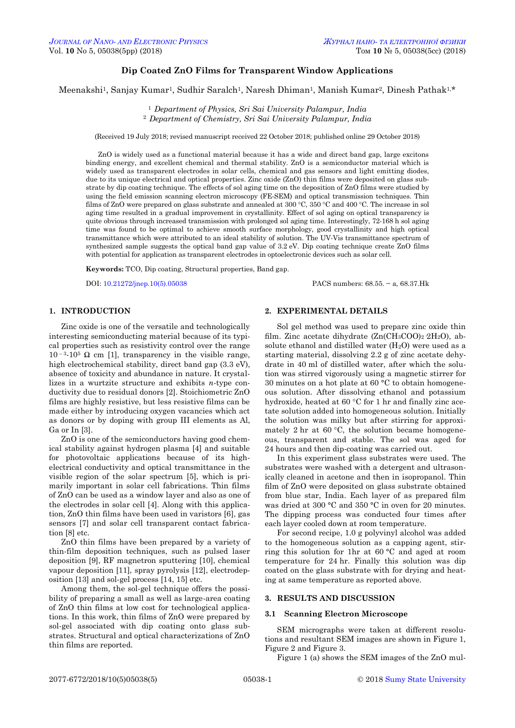# Dip Coated ZnO Films for Transparent Window Applications

Meenakshi[1], Sanjay Kumar[1], Sudhir Saralch[1], Naresh Dhiman[1], Manish Kumar[2], Dinesh Pathak[1,*]

[1] *Department of Physics, Sri Sai University Palampur, India*
[2] *Department of Chemistry, Sri Sai University Palampur, India*

(Received 19 July 2018; revised manuscript received 22 October 2018; published online 29 October 2018)

ZnO is widely used as a functional material because it has a wide and direct band gap, large excitons binding energy, and excellent chemical and thermal stability. ZnO is a semiconductor material which is widely used as transparent electrodes in solar cells, chemical and gas sensors and light emitting diodes, due to its unique electrical and optical properties. Zinc oxide (ZnO) thin films were deposited on glass substrate by dip coating technique. The effects of sol aging time on the deposition of ZnO films were studied by using the field emission scanning electron microscopy (FE-SEM) and optical transmission techniques. Thin films of ZnO were prepared on glass substrate and annealed at 300 °C, 350 °C and 400 °C. The increase in sol aging time resulted in a gradual improvement in crystallinity. Effect of sol aging on optical transparency is quite obvious through increased transmission with prolonged sol aging time. Interestingly, 72-168 h sol aging time was found to be optimal to achieve smooth surface morphology, good crystallinity and high optical transmittance which were attributed to an ideal stability of solution. The UV-Vis transmittance spectrum of synthesized sample suggests the optical band gap value of 3.2 eV. Dip coating technique create ZnO films with potential for application as transparent electrodes in optoelectronic devices such as solar cell.

**Keywords:** TCO, Dip coating, Structural properties, Band gap.

DOI: 10.21272/jnep.10(5).05038 PACS numbers: 68.55. – a, 68.37.Hk

## 1. INTRODUCTION

Zinc oxide is one of the versatile and technologically interesting semiconducting material because of its typical properties such as resistivity control over the range $10^{-3}$-$10^{5}$ Ω cm [1], transparency in the visible range, high electrochemical stability, direct band gap (3.3 eV), absence of toxicity and abundance in nature. It crystallizes in a wurtzite structure and exhibits *n*-type conductivity due to residual donors [2]. Stoichiometric ZnO films are highly resistive, but less resistive films can be made either by introducing oxygen vacancies which act as donors or by doping with group III elements as Al, Ga or In [3].

ZnO is one of the semiconductors having good chemical stability against hydrogen plasma [4] and suitable for photovoltaic applications because of its high-electrical conductivity and optical transmittance in the visible region of the solar spectrum [5], which is primarily important in solar cell fabrications. Thin films of ZnO can be used as a window layer and also as one of the electrodes in solar cell [4]. Along with this application, ZnO thin films have been used in varistors [6], gas sensors [7] and solar cell transparent contact fabrication [8] etc.

ZnO thin films have been prepared by a variety of thin-film deposition techniques, such as pulsed laser deposition [9], RF magnetron sputtering [10], chemical vapour deposition [11], spray pyrolysis [12], electrodeposition [13] and sol-gel process [14, 15] etc.

Among them, the sol-gel technique offers the possibility of preparing a small as well as large-area coating of ZnO thin films at low cost for technological applications. In this work, thin films of ZnO were prepared by sol-gel associated with dip coating onto glass substrates. Structural and optical characterizations of ZnO thin films are reported.

## 2. EXPERIMENTAL DETAILS

Sol gel method was used to prepare zinc oxide thin film. Zinc acetate dihydrate ($Zn(CH_3COO)_2 \cdot 2H_2O$), absolute ethanol and distilled water ($H_2O$) were used as a starting material, dissolving 2.2 g of zinc acetate dehydrate in 40 ml of distilled water, after which the solution was stirred vigorously using a magnetic stirrer for 30 minutes on a hot plate at 60 °C to obtain homogeneous solution. After dissolving ethanol and potassium hydroxide, heated at 60 °C for 1 hr and finally zinc acetate solution added into homogeneous solution. Initially the solution was milky but after stirring for approximately 2 hr at 60 °C, the solution became homogeneous, transparent and stable. The sol was aged for 24 hours and then dip-coating was carried out.

In this experiment glass substrates were used. The substrates were washed with a detergent and ultrasonically cleaned in acetone and then in isopropanol. Thin film of ZnO were deposited on glass substrate obtained from blue star, India. Each layer of as prepared film was dried at 300 °C and 350 °C in oven for 20 minutes. The dipping process was conducted four times after each layer cooled down at room temperature.

For second recipe, 1.0 g polyvinyl alcohol was added to the homogeneous solution as a capping agent, stirring this solution for 1hr at 60 °C and aged at room temperature for 24 hr. Finally this solution was dip coated on the glass substrate with for drying and heating at same temperature as reported above.

## 3. RESULTS AND DISCUSSION

### 3.1 Scanning Electron Microscope

SEM micrographs were taken at different resolutions and resultant SEM images are shown in Figure 1, Figure 2 and Figure 3.

Figure 1 (a) shows the SEM images of the ZnO mul-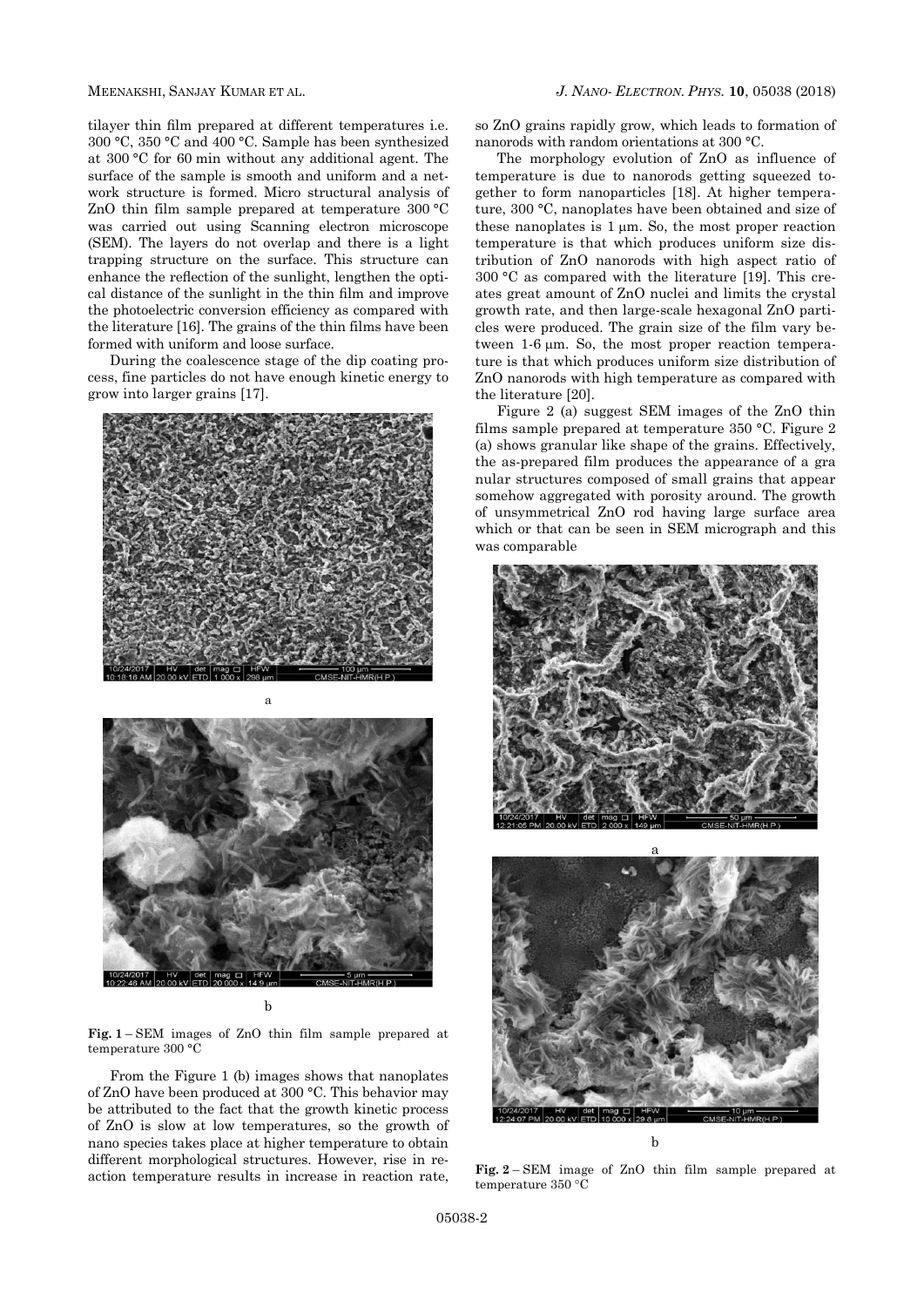tilayer thin film prepared at different temperatures i.e. 300 °C, 350 °C and 400 °C. Sample has been synthesized at 300 °C for 60 min without any additional agent. The surface of the sample is smooth and uniform and a network structure is formed. Micro structural analysis of ZnO thin film sample prepared at temperature 300 °C was carried out using Scanning electron microscope (SEM). The layers do not overlap and there is a light trapping structure on the surface. This structure can enhance the reflection of the sunlight, lengthen the optical distance of the sunlight in the thin film and improve the photoelectric conversion efficiency as compared with the literature [16]. The grains of the thin films have been formed with uniform and loose surface.

During the coalescence stage of the dip coating process, fine particles do not have enough kinetic energy to grow into larger grains [17].

a

b

**Fig. 1** – SEM images of ZnO thin film sample prepared at temperature 300 °C

From the Figure 1 (b) images shows that nanoplates of ZnO have been produced at 300 °C. This behavior may be attributed to the fact that the growth kinetic process of ZnO is slow at low temperatures, so the growth of nano species takes place at higher temperature to obtain different morphological structures. However, rise in reaction temperature results in increase in reaction rate, so ZnO grains rapidly grow, which leads to formation of nanorods with random orientations at 300 °C.

The morphology evolution of ZnO as influence of temperature is due to nanorods getting squeezed together to form nanoparticles [18]. At higher temperature, 300 °C, nanoplates have been obtained and size of these nanoplates is 1 μm. So, the most proper reaction temperature is that which produces uniform size distribution of ZnO nanorods with high aspect ratio of 300 °C as compared with the literature [19]. This creates great amount of ZnO nuclei and limits the crystal growth rate, and then large-scale hexagonal ZnO particles were produced. The grain size of the film vary between 1-6 μm. So, the most proper reaction temperature is that which produces uniform size distribution of ZnO nanorods with high temperature as compared with the literature [20].

Figure 2 (a) suggest SEM images of the ZnO thin films sample prepared at temperature 350 °C. Figure 2 (a) shows granular like shape of the grains. Effectively, the as-prepared film produces the appearance of a gra nular structures composed of small grains that appear somehow aggregated with porosity around. The growth of unsymmetrical ZnO rod having large surface area which or that can be seen in SEM micrograph and this was comparable

a

b

**Fig. 2** – SEM image of ZnO thin film sample prepared at temperature 350 °C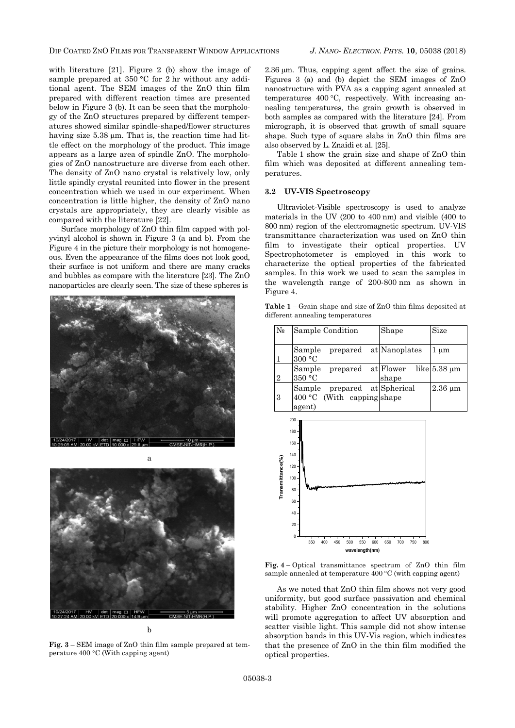with literature [21]. Figure 2 (b) show the image of sample prepared at 350 °C for 2 hr without any additional agent. The SEM images of the ZnO thin film prepared with different reaction times are presented below in Figure 3 (b). It can be seen that the morphology of the ZnO structures prepared by different temperatures showed similar spindle-shaped/flower structures having size 5.38 μm. That is, the reaction time had little effect on the morphology of the product. This image appears as a large area of spindle ZnO. The morphologies of ZnO nanostructure are diverse from each other. The density of ZnO nano crystal is relatively low, only little spindly crystal reunited into flower in the present concentration which we used in our experiment. When concentration is little higher, the density of ZnO nano crystals are appropriately, they are clearly visible as compared with the literature [22].

Surface morphology of ZnO thin film capped with polyvinyl alcohol is shown in Figure 3 (a and b). From the Figure 4 in the picture their morphology is not homogeneous. Even the appearance of the films does not look good, their surface is not uniform and there are many cracks and bubbles as compare with the literature [23]. The ZnO nanoparticles are clearly seen. The size of these spheres is 2.36 μm. Thus, capping agent affect the size of grains. Figures 3 (a) and (b) depict the SEM images of ZnO nanostructure with PVA as a capping agent annealed at temperatures 400 °C, respectively. With increasing annealing temperatures, the grain growth is observed in both samples as compared with the literature [24]. From micrograph, it is observed that growth of small square shape. Such type of square slabs in ZnO thin films are also observed by L. Znaidi et al. [25].

a

b

**Fig. 3** – SEM image of ZnO thin film sample prepared at temperature 400 °C (With capping agent)

Table 1 show the grain size and shape of ZnO thin film which was deposited at different annealing temperatures.

### 3.2 UV-VIS Spectroscopy

Ultraviolet-Visible spectroscopy is used to analyze materials in the UV (200 to 400 nm) and visible (400 to 800 nm) region of the electromagnetic spectrum. UV-VIS transmittance characterization was used on ZnO thin film to investigate their optical properties. UV Spectrophotometer is employed in this work to characterize the optical properties of the fabricated samples. In this work we used to scan the samples in the wavelength range of 200-800 nm as shown in Figure 4.

**Table 1** – Grain shape and size of ZnO thin films deposited at different annealing temperatures

| № | Sample Condition | Shape | Size |
|---|---|---|---|
| 1 | Sample prepared at 300 °C | Nanoplates | 1 μm |
| 2 | Sample prepared at 350 °C | Flower like shape | 5.38 μm |
| 3 | Sample prepared at 400 °C (With capping agent) | Spherical shape | 2.36 μm |

**Fig. 4** – Optical transmittance spectrum of ZnO thin film sample annealed at temperature 400 °C (with capping agent)

As we noted that ZnO thin film shows not very good uniformity, but good surface passivation and chemical stability. Higher ZnO concentration in the solutions will promote aggregation to affect UV absorption and scatter visible light. This sample did not show intense absorption bands in this UV-Vis region, which indicates that the presence of ZnO in the thin film modified the optical properties.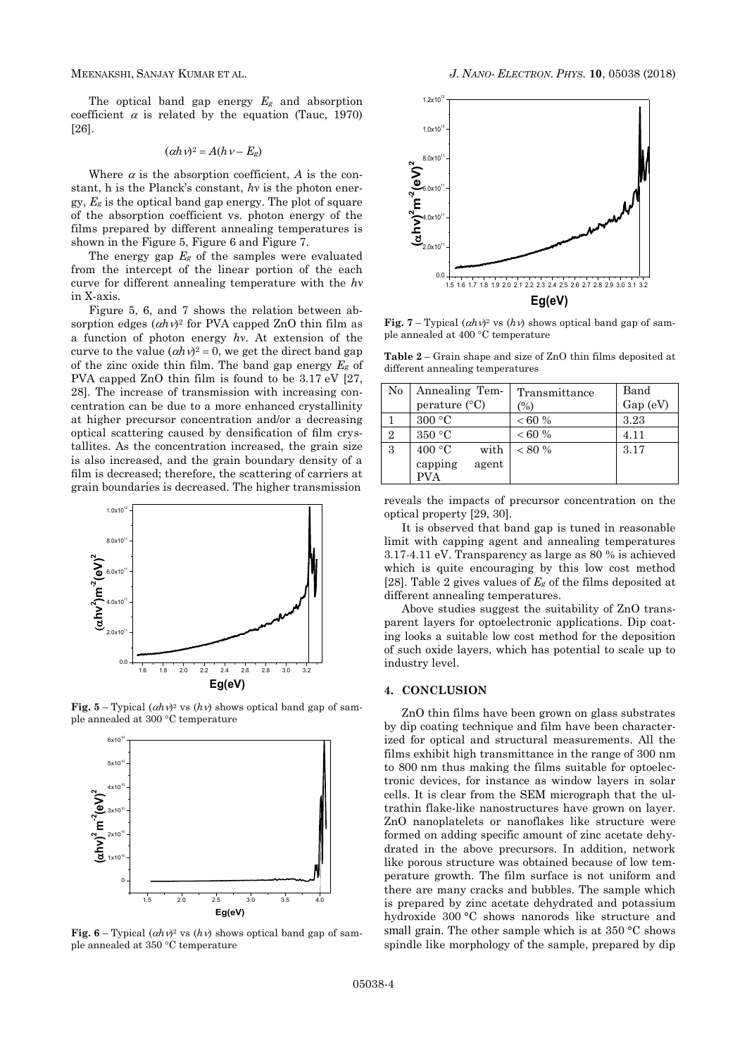The optical band gap energy $E_g$ and absorption coefficient $\alpha$ is related by the equation (Tauc, 1970) [26].

$$(\alpha h\nu)^2 = A(h\nu - E_g)$$

Where $\alpha$ is the absorption coefficient, $A$ is the constant, h is the Planck's constant, $h\nu$ is the photon energy, $E_g$ is the optical band gap energy. The plot of square of the absorption coefficient vs. photon energy of the films prepared by different annealing temperatures is shown in the Figure 5, Figure 6 and Figure 7.

The energy gap $E_g$ of the samples were evaluated from the intercept of the linear portion of the each curve for different annealing temperature with the $h\nu$ in X-axis.

Figure 5, 6, and 7 shows the relation between absorption edges $(\alpha h\nu)^2$ for PVA capped ZnO thin film as a function of photon energy $h\nu$. At extension of the curve to the value $(\alpha h\nu)^2 = 0$, we get the direct band gap of the zinc oxide thin film. The band gap energy $E_g$ of PVA capped ZnO thin film is found to be 3.17 eV [27, 28]. The increase of transmission with increasing concentration can be due to a more enhanced crystallinity at higher precursor concentration and/or a decreasing optical scattering caused by densification of film crystallites. As the concentration increased, the grain size is also increased, and the grain boundary density of a film is decreased; therefore, the scattering of carriers at grain boundaries is decreased. The higher transmission reveals the impacts of precursor concentration on the optical property [29, 30].

**Fig. 5** – Typical $(\alpha h\nu)^2$ vs $(h\nu)$ shows optical band gap of sample annealed at 300 °C temperature

**Fig. 6** – Typical $(\alpha h\nu)^2$ vs $(h\nu)$ shows optical band gap of sample annealed at 350 °C temperature

**Fig. 7** – Typical $(\alpha h\nu)^2$ vs $(h\nu)$ shows optical band gap of sample annealed at 400 °C temperature

**Table 2** – Grain shape and size of ZnO thin films deposited at different annealing temperatures

| No | Annealing Temperature (°C) | Transmittance (%) | Band Gap (eV) |
|---|---|---|---|
| 1 | 300 °C | < 60 % | 3.23 |
| 2 | 350 °C | < 60 % | 4.11 |
| 3 | 400 °C with capping agent PVA | < 80 % | 3.17 |

It is observed that band gap is tuned in reasonable limit with capping agent and annealing temperatures 3.17-4.11 eV. Transparency as large as 80 % is achieved which is quite encouraging by this low cost method [28]. Table 2 gives values of $E_g$ of the films deposited at different annealing temperatures.

Above studies suggest the suitability of ZnO transparent layers for optoelectronic applications. Dip coating looks a suitable low cost method for the deposition of such oxide layers, which has potential to scale up to industry level.

## 4. CONCLUSION

ZnO thin films have been grown on glass substrates by dip coating technique and film have been characterized for optical and structural measurements. All the films exhibit high transmittance in the range of 300 nm to 800 nm thus making the films suitable for optoelectronic devices, for instance as window layers in solar cells. It is clear from the SEM micrograph that the ultrathin flake-like nanostructures have grown on layer. ZnO nanoplatelets or nanoflakes like structure were formed on adding specific amount of zinc acetate dehydrated in the above precursors. In addition, network like porous structure was obtained because of low temperature growth. The film surface is not uniform and there are many cracks and bubbles. The sample which is prepared by zinc acetate dehydrated and potassium hydroxide 300 °C shows nanorods like structure and small grain. The other sample which is at 350 °C shows spindle like morphology of the sample, prepared by dip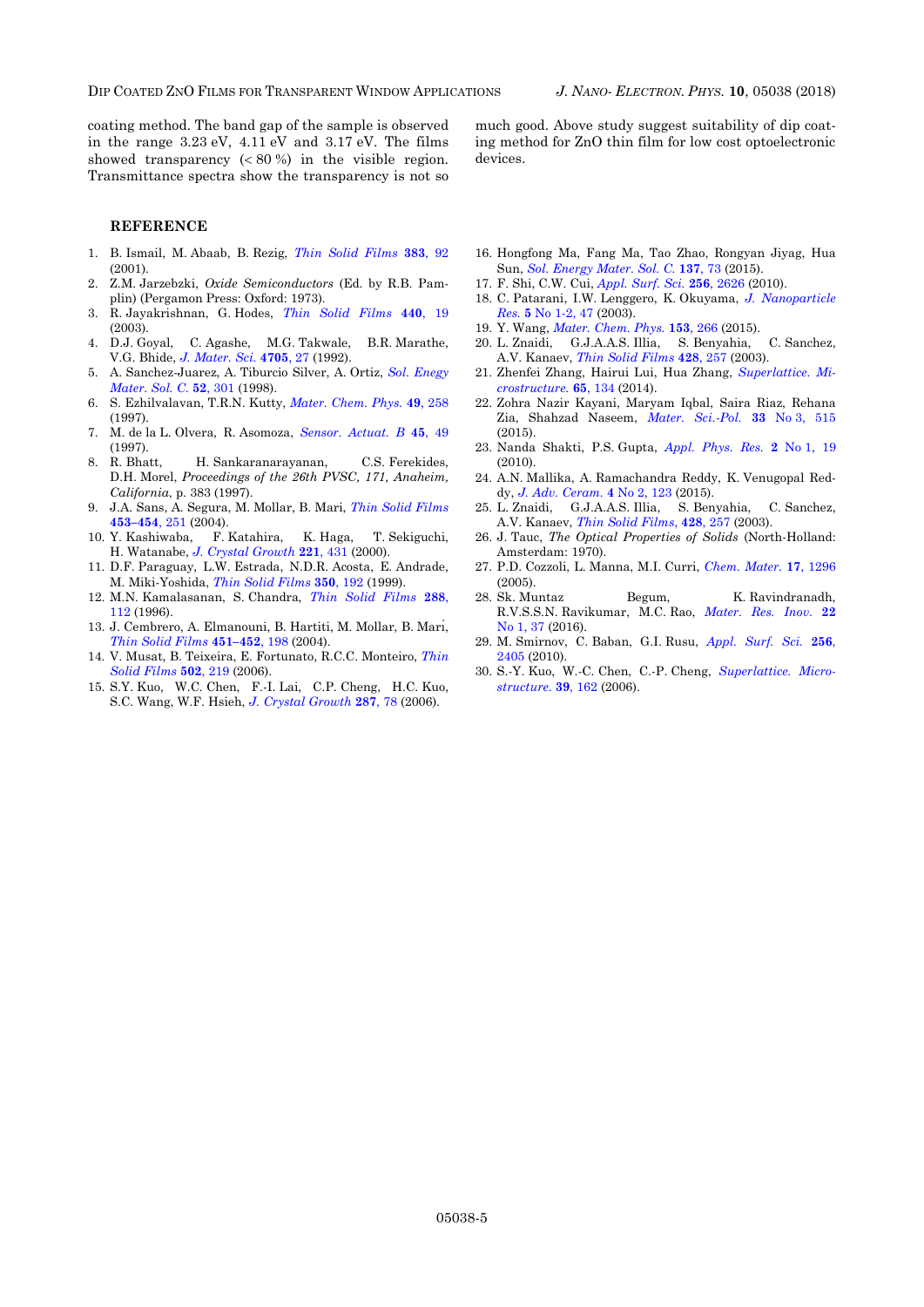coating method. The band gap of the sample is observed in the range 3.23 eV, 4.11 eV and 3.17 eV. The films showed transparency (< 80 %) in the visible region. Transmittance spectra show the transparency is not so much good. Above study suggest suitability of dip coating method for ZnO thin film for low cost optoelectronic devices.

## REFERENCE

1. B. Ismail, M. Abaab, B. Rezig, *Thin Solid Films* **383**, 92 (2001).
2. Z.M. Jarzebzki, *Oxide Semiconductors* (Ed. by R.B. Pamplin) (Pergamon Press: Oxford: 1973).
3. R. Jayakrishnan, G. Hodes, *Thin Solid Films* **440**, 19 (2003).
4. D.J. Goyal, C. Agashe, M.G. Takwale, B.R. Marathe, V.G. Bhide, *J. Mater. Sci.* **4705**, 27 (1992).
5. A. Sanchez-Juarez, A. Tiburcio Silver, A. Ortiz, *Sol. Enegy Mater. Sol. C.* **52**, 301 (1998).
6. S. Ezhilvalavan, T.R.N. Kutty, *Mater. Chem. Phys.* **49**, 258 (1997).
7. M. de la L. Olvera, R. Asomoza, *Sensor. Actuat. B* **45**, 49 (1997).
8. R. Bhatt, H. Sankaranarayanan, C.S. Ferekides, D.H. Morel, *Proceedings of the 26th PVSC, 171, Anaheim, California*, p. 383 (1997).
9. J.A. Sans, A. Segura, M. Mollar, B. Mari, *Thin Solid Films* **453–454**, 251 (2004).
10. Y. Kashiwaba, F. Katahira, K. Haga, T. Sekiguchi, H. Watanabe, *J. Crystal Growth* **221**, 431 (2000).
11. D.F. Paraguay, L.W. Estrada, N.D.R. Acosta, E. Andrade, M. Miki-Yoshida, *Thin Solid Films* **350**, 192 (1999).
12. M.N. Kamalasanan, S. Chandra, *Thin Solid Films* **288**, 112 (1996).
13. J. Cembrero, A. Elmanouni, B. Hartiti, M. Mollar, B. Marí, *Thin Solid Films* **451–452**, 198 (2004).
14. V. Musat, B. Teixeira, E. Fortunato, R.C.C. Monteiro, *Thin Solid Films* **502**, 219 (2006).
15. S.Y. Kuo, W.C. Chen, F.-I. Lai, C.P. Cheng, H.C. Kuo, S.C. Wang, W.F. Hsieh, *J. Crystal Growth* **287**, 78 (2006).
16. Hongfong Ma, Fang Ma, Tao Zhao, Rongyan Jiyag, Hua Sun, *Sol. Energy Mater. Sol. C.* **137**, 73 (2015).
17. F. Shi, C.W. Cui, *Appl. Surf. Sci.* **256**, 2626 (2010).
18. C. Patarani, I.W. Lenggero, K. Okuyama, *J. Nanoparticle Res.* **5** No 1-2, 47 (2003).
19. Y. Wang, *Mater. Chem. Phys.* **153**, 266 (2015).
20. L. Znaidi, G.J.A.A.S. Illia, S. Benyahia, C. Sanchez, A.V. Kanaev, *Thin Solid Films* **428**, 257 (2003).
21. Zhenfei Zhang, Hairui Lui, Hua Zhang, *Superlattice. Microstructure.* **65**, 134 (2014).
22. Zohra Nazir Kayani, Maryam Iqbal, Saira Riaz, Rehana Zia, Shahzad Naseem, *Mater. Sci.-Pol.* **33** No 3, 515 (2015).
23. Nanda Shakti, P.S. Gupta, *Appl. Phys. Res.* **2** No 1, 19 (2010).
24. A.N. Mallika, A. Ramachandra Reddy, K. Venugopal Reddy, *J. Adv. Ceram.* **4** No 2, 123 (2015).
25. L. Znaidi, G.J.A.A.S. Illia, S. Benyahia, C. Sanchez, A.V. Kanaev, *Thin Solid Films*, **428**, 257 (2003).
26. J. Tauc, *The Optical Properties of Solids* (North-Holland: Amsterdam: 1970).
27. P.D. Cozzoli, L. Manna, M.I. Curri, *Chem. Mater.* **17**, 1296 (2005).
28. Sk. Muntaz Begum, K. Ravindranadh, R.V.S.S.N. Ravikumar, M.C. Rao, *Mater. Res. Inov.* **22** No 1, 37 (2016).
29. M. Smirnov, C. Baban, G.I. Rusu, *Appl. Surf. Sci.* **256**, 2405 (2010).
30. S.-Y. Kuo, W.-C. Chen, C.-P. Cheng, *Superlattice. Microstructure.* **39**, 162 (2006).